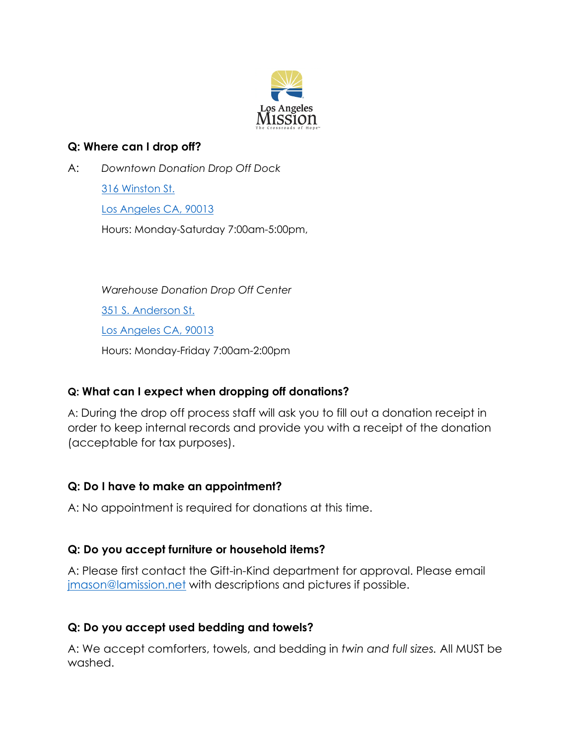Los Angeles Mission
The Crossroads of Hope

**Q: Where can I drop off?**

A: *Downtown Donation Drop Off Dock*

316 Winston St.

Los Angeles CA, 90013

Hours: Monday-Saturday 7:00am-5:00pm,

*Warehouse Donation Drop Off Center*

351 S. Anderson St.

Los Angeles CA, 90013

Hours: Monday-Friday 7:00am-2:00pm

**Q: What can I expect when dropping off donations?**

A: During the drop off process staff will ask you to fill out a donation receipt in order to keep internal records and provide you with a receipt of the donation (acceptable for tax purposes).

**Q: Do I have to make an appointment?**

A: No appointment is required for donations at this time.

**Q: Do you accept furniture or household items?**

A: Please first contact the Gift-in-Kind department for approval. Please email jmason@lamission.net with descriptions and pictures if possible.

**Q: Do you accept used bedding and towels?**

A: We accept comforters, towels, and bedding in *twin and full sizes.* All MUST be washed.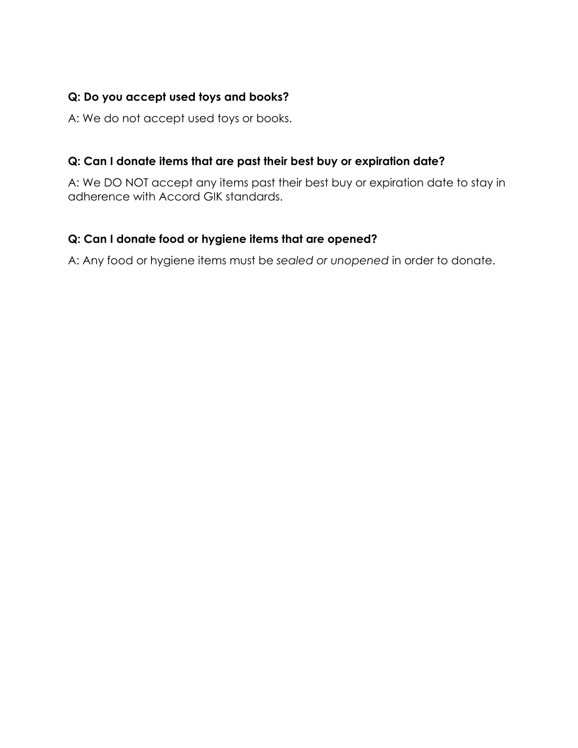**Q: Do you accept used toys and books?**

A: We do not accept used toys or books.

**Q: Can I donate items that are past their best buy or expiration date?**

A: We DO NOT accept any items past their best buy or expiration date to stay in adherence with Accord GIK standards.

**Q: Can I donate food or hygiene items that are opened?**

A: Any food or hygiene items must be *sealed or unopened* in order to donate.